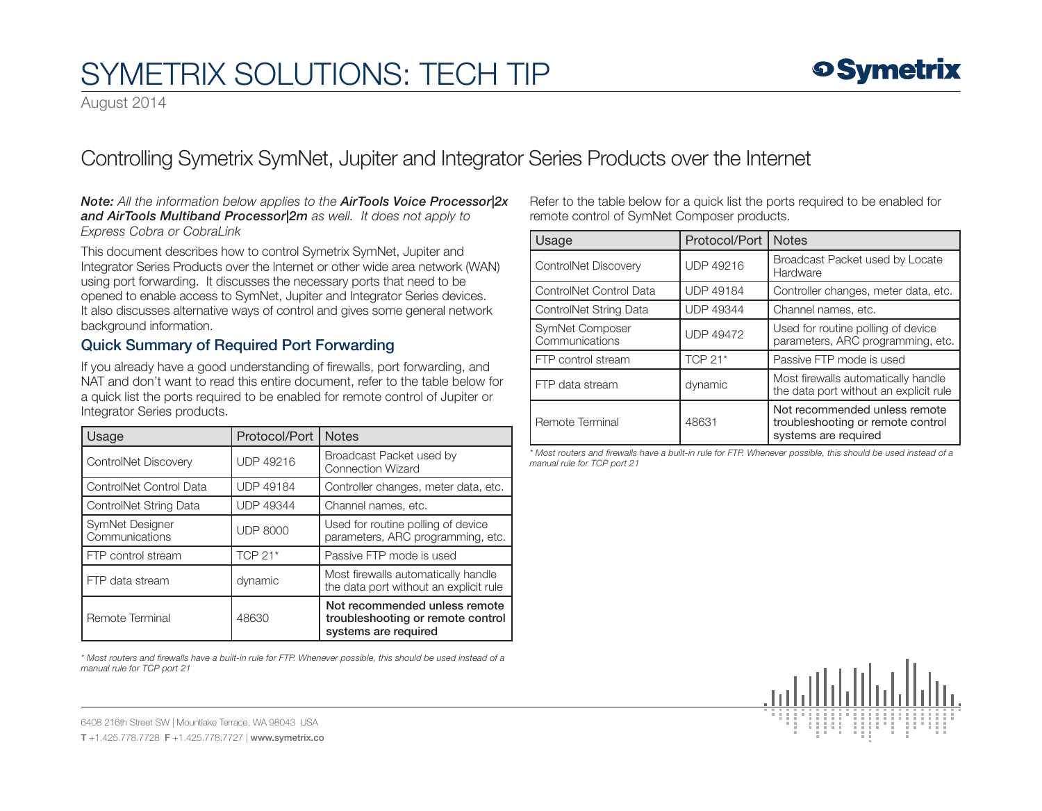# SYMETRIX SOLUTIONS: TECH TIP

August 2014

## Controlling Symetrix SymNet, Jupiter and Integrator Series Products over the Internet

***Note:** All the information below applies to the **AirTools Voice Processor|2x and AirTools Multiband Processor|2m** as well. It does not apply to Express Cobra or CobraLink*

This document describes how to control Symetrix SymNet, Jupiter and Integrator Series Products over the Internet or other wide area network (WAN) using port forwarding. It discusses the necessary ports that need to be opened to enable access to SymNet, Jupiter and Integrator Series devices. It also discusses alternative ways of control and gives some general network background information.

### Quick Summary of Required Port Forwarding

If you already have a good understanding of firewalls, port forwarding, and NAT and don't want to read this entire document, refer to the table below for a quick list the ports required to be enabled for remote control of Jupiter or Integrator Series products.

| Usage | Protocol/Port | Notes |
|---|---|---|
| ControlNet Discovery | UDP 49216 | Broadcast Packet used by Connection Wizard |
| ControlNet Control Data | UDP 49184 | Controller changes, meter data, etc. |
| ControlNet String Data | UDP 49344 | Channel names, etc. |
| SymNet Designer Communications | UDP 8000 | Used for routine polling of device parameters, ARC programming, etc. |
| FTP control stream | TCP 21* | Passive FTP mode is used |
| FTP data stream | dynamic | Most firewalls automatically handle the data port without an explicit rule |
| Remote Terminal | 48630 | **Not recommended unless remote troubleshooting or remote control systems are required** |

*\* Most routers and firewalls have a built-in rule for FTP. Whenever possible, this should be used instead of a manual rule for TCP port 21*

Refer to the table below for a quick list the ports required to be enabled for remote control of SymNet Composer products.

| Usage | Protocol/Port | Notes |
|---|---|---|
| ControlNet Discovery | UDP 49216 | Broadcast Packet used by Locate Hardware |
| ControlNet Control Data | UDP 49184 | Controller changes, meter data, etc. |
| ControlNet String Data | UDP 49344 | Channel names, etc. |
| SymNet Composer Communications | UDP 49472 | Used for routine polling of device parameters, ARC programming, etc. |
| FTP control stream | TCP 21* | Passive FTP mode is used |
| FTP data stream | dynamic | Most firewalls automatically handle the data port without an explicit rule |
| Remote Terminal | 48631 | Not recommended unless remote troubleshooting or remote control systems are required |

*\* Most routers and firewalls have a built-in rule for FTP. Whenever possible, this should be used instead of a manual rule for TCP port 21*

6408 216th Street SW | Mountlake Terrace, WA 98043 USA
**T** +1.425.778.7728 **F** +1.425.778.7727 | **www.symetrix.co**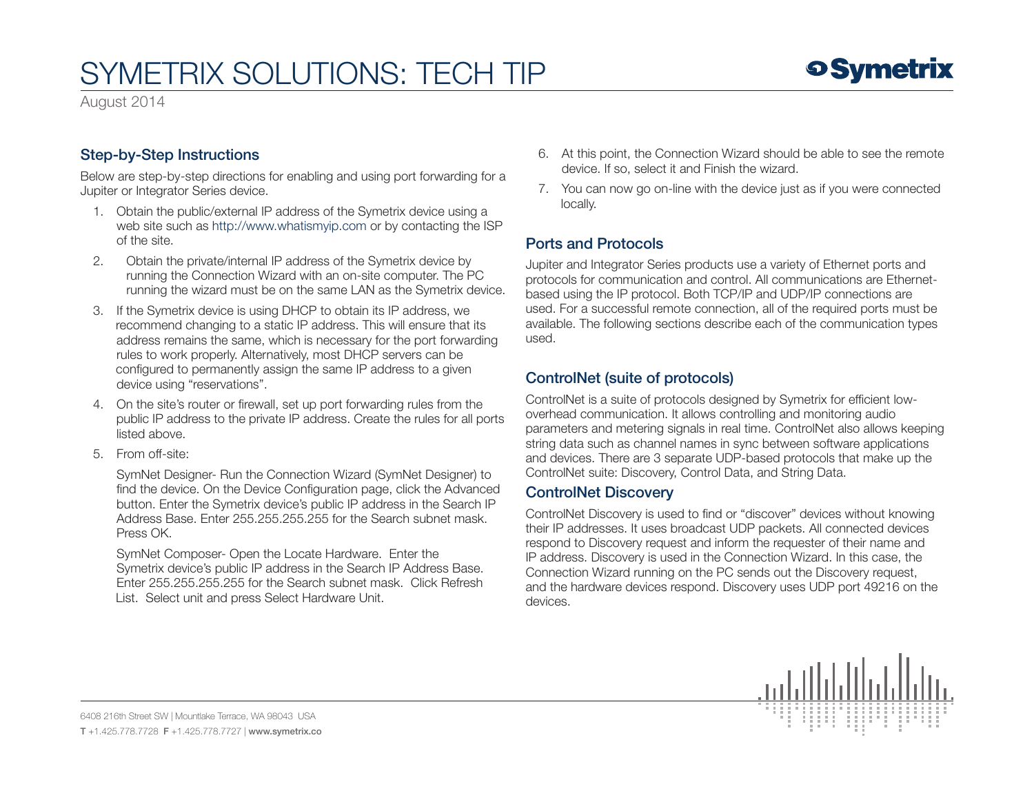## Step-by-Step Instructions

Below are step-by-step directions for enabling and using port forwarding for a Jupiter or Integrator Series device.

1. Obtain the public/external IP address of the Symetrix device using a web site such as http://www.whatismyip.com or by contacting the ISP of the site.
2. Obtain the private/internal IP address of the Symetrix device by running the Connection Wizard with an on-site computer. The PC running the wizard must be on the same LAN as the Symetrix device.
3. If the Symetrix device is using DHCP to obtain its IP address, we recommend changing to a static IP address. This will ensure that its address remains the same, which is necessary for the port forwarding rules to work properly. Alternatively, most DHCP servers can be configured to permanently assign the same IP address to a given device using "reservations".
4. On the site's router or firewall, set up port forwarding rules from the public IP address to the private IP address. Create the rules for all ports listed above.
5. From off-site:

   SymNet Designer- Run the Connection Wizard (SymNet Designer) to find the device. On the Device Configuration page, click the Advanced button. Enter the Symetrix device's public IP address in the Search IP Address Base. Enter 255.255.255.255 for the Search subnet mask. Press OK.

   SymNet Composer- Open the Locate Hardware. Enter the Symetrix device's public IP address in the Search IP Address Base. Enter 255.255.255.255 for the Search subnet mask. Click Refresh List. Select unit and press Select Hardware Unit.
6. At this point, the Connection Wizard should be able to see the remote device. If so, select it and Finish the wizard.
7. You can now go on-line with the device just as if you were connected locally.

## Ports and Protocols

Jupiter and Integrator Series products use a variety of Ethernet ports and protocols for communication and control. All communications are Ethernet-based using the IP protocol. Both TCP/IP and UDP/IP connections are used. For a successful remote connection, all of the required ports must be available. The following sections describe each of the communication types used.

## ControlNet (suite of protocols)

ControlNet is a suite of protocols designed by Symetrix for efficient low-overhead communication. It allows controlling and monitoring audio parameters and metering signals in real time. ControlNet also allows keeping string data such as channel names in sync between software applications and devices. There are 3 separate UDP-based protocols that make up the ControlNet suite: Discovery, Control Data, and String Data.

### ControlNet Discovery

ControlNet Discovery is used to find or "discover" devices without knowing their IP addresses. It uses broadcast UDP packets. All connected devices respond to Discovery request and inform the requester of their name and IP address. Discovery is used in the Connection Wizard. In this case, the Connection Wizard running on the PC sends out the Discovery request, and the hardware devices respond. Discovery uses UDP port 49216 on the devices.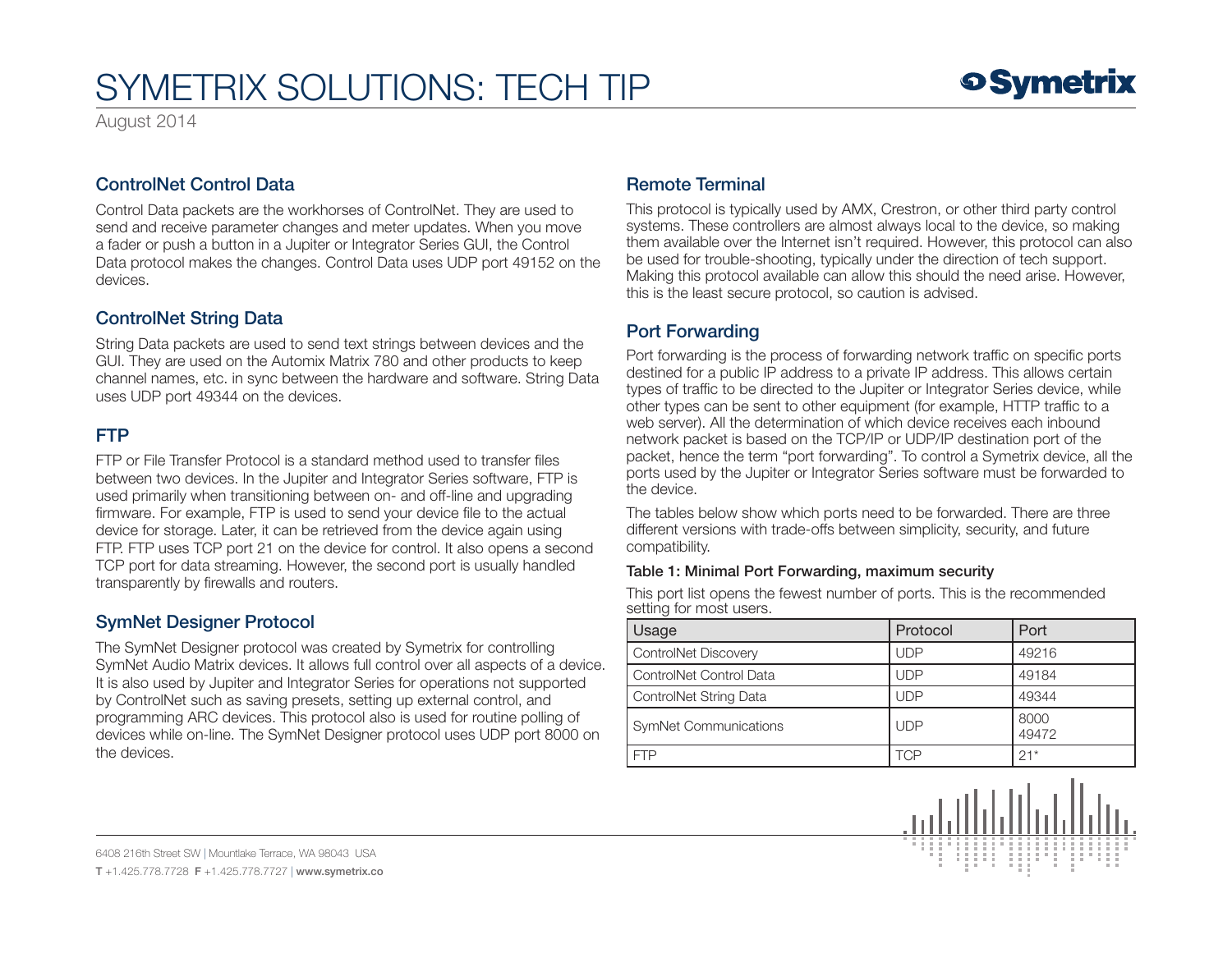## ControlNet Control Data

Control Data packets are the workhorses of ControlNet. They are used to send and receive parameter changes and meter updates. When you move a fader or push a button in a Jupiter or Integrator Series GUI, the Control Data protocol makes the changes. Control Data uses UDP port 49152 on the devices.

## ControlNet String Data

String Data packets are used to send text strings between devices and the GUI. They are used on the Automix Matrix 780 and other products to keep channel names, etc. in sync between the hardware and software. String Data uses UDP port 49344 on the devices.

## FTP

FTP or File Transfer Protocol is a standard method used to transfer files between two devices. In the Jupiter and Integrator Series software, FTP is used primarily when transitioning between on- and off-line and upgrading firmware. For example, FTP is used to send your device file to the actual device for storage. Later, it can be retrieved from the device again using FTP. FTP uses TCP port 21 on the device for control. It also opens a second TCP port for data streaming. However, the second port is usually handled transparently by firewalls and routers.

## SymNet Designer Protocol

The SymNet Designer protocol was created by Symetrix for controlling SymNet Audio Matrix devices. It allows full control over all aspects of a device. It is also used by Jupiter and Integrator Series for operations not supported by ControlNet such as saving presets, setting up external control, and programming ARC devices. This protocol also is used for routine polling of devices while on-line. The SymNet Designer protocol uses UDP port 8000 on the devices.

## Remote Terminal

This protocol is typically used by AMX, Crestron, or other third party control systems. These controllers are almost always local to the device, so making them available over the Internet isn't required. However, this protocol can also be used for trouble-shooting, typically under the direction of tech support. Making this protocol available can allow this should the need arise. However, this is the least secure protocol, so caution is advised.

## Port Forwarding

Port forwarding is the process of forwarding network traffic on specific ports destined for a public IP address to a private IP address. This allows certain types of traffic to be directed to the Jupiter or Integrator Series device, while other types can be sent to other equipment (for example, HTTP traffic to a web server). All the determination of which device receives each inbound network packet is based on the TCP/IP or UDP/IP destination port of the packet, hence the term "port forwarding". To control a Symetrix device, all the ports used by the Jupiter or Integrator Series software must be forwarded to the device.

The tables below show which ports need to be forwarded. There are three different versions with trade-offs between simplicity, security, and future compatibility.

**Table 1: Minimal Port Forwarding, maximum security**

This port list opens the fewest number of ports. This is the recommended setting for most users.

| Usage | Protocol | Port |
|---|---|---|
| ControlNet Discovery | UDP | 49216 |
| ControlNet Control Data | UDP | 49184 |
| ControlNet String Data | UDP | 49344 |
| SymNet Communications | UDP | 8000<br>49472 |
| FTP | TCP | 21* |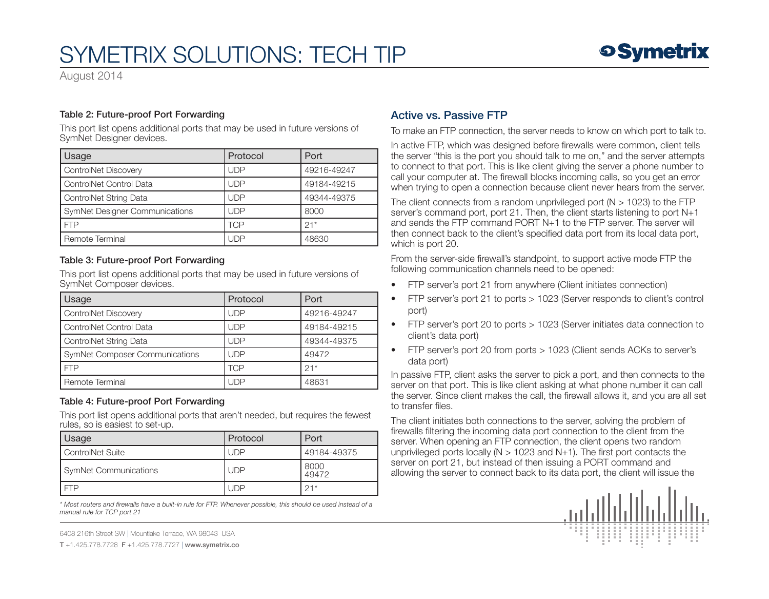#### Table 2: Future-proof Port Forwarding

This port list opens additional ports that may be used in future versions of SymNet Designer devices.

| Usage | Protocol | Port |
| --- | --- | --- |
| ControlNet Discovery | UDP | 49216-49247 |
| ControlNet Control Data | UDP | 49184-49215 |
| ControlNet String Data | UDP | 49344-49375 |
| SymNet Designer Communications | UDP | 8000 |
| FTP | TCP | 21* |
| Remote Terminal | UDP | 48630 |

#### Table 3: Future-proof Port Forwarding

This port list opens additional ports that may be used in future versions of SymNet Composer devices.

| Usage | Protocol | Port |
| --- | --- | --- |
| ControlNet Discovery | UDP | 49216-49247 |
| ControlNet Control Data | UDP | 49184-49215 |
| ControlNet String Data | UDP | 49344-49375 |
| SymNet Composer Communications | UDP | 49472 |
| FTP | TCP | 21* |
| Remote Terminal | UDP | 48631 |

#### Table 4: Future-proof Port Forwarding

This port list opens additional ports that aren't needed, but requires the fewest rules, so is easiest to set-up.

| Usage | Protocol | Port |
| --- | --- | --- |
| ControlNet Suite | UDP | 49184-49375 |
| SymNet Communications | UDP | 8000 49472 |
| FTP | UDP | 21* |

*\* Most routers and firewalls have a built-in rule for FTP. Whenever possible, this should be used instead of a manual rule for TCP port 21*

## Active vs. Passive FTP

To make an FTP connection, the server needs to know on which port to talk to.

In active FTP, which was designed before firewalls were common, client tells the server "this is the port you should talk to me on," and the server attempts to connect to that port. This is like client giving the server a phone number to call your computer at. The firewall blocks incoming calls, so you get an error when trying to open a connection because client never hears from the server.

The client connects from a random unprivileged port (N > 1023) to the FTP server's command port, port 21. Then, the client starts listening to port N+1 and sends the FTP command PORT N+1 to the FTP server. The server will then connect back to the client's specified data port from its local data port, which is port 20.

From the server-side firewall's standpoint, to support active mode FTP the following communication channels need to be opened:

- FTP server's port 21 from anywhere (Client initiates connection)
- FTP server's port 21 to ports > 1023 (Server responds to client's control port)
- FTP server's port 20 to ports > 1023 (Server initiates data connection to client's data port)
- FTP server's port 20 from ports > 1023 (Client sends ACKs to server's data port)

In passive FTP, client asks the server to pick a port, and then connects to the server on that port. This is like client asking at what phone number it can call the server. Since client makes the call, the firewall allows it, and you are all set to transfer files.

The client initiates both connections to the server, solving the problem of firewalls filtering the incoming data port connection to the client from the server. When opening an FTP connection, the client opens two random unprivileged ports locally (N > 1023 and N+1). The first port contacts the server on port 21, but instead of then issuing a PORT command and allowing the server to connect back to its data port, the client will issue the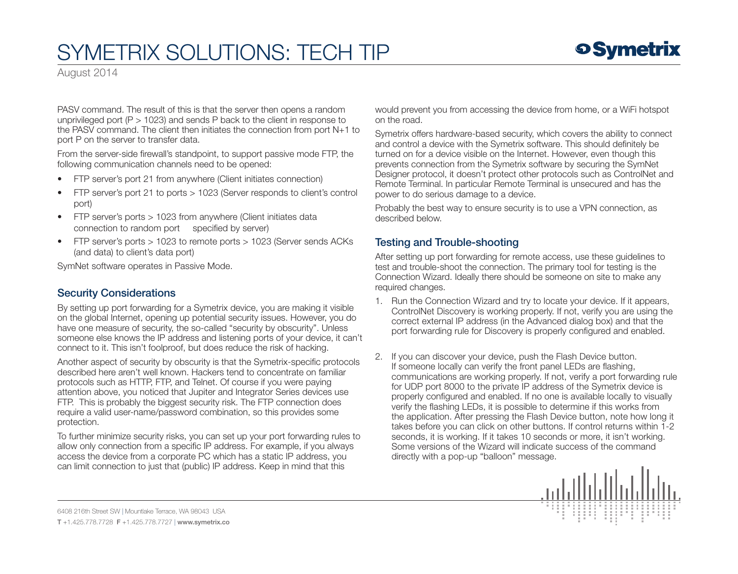PASV command. The result of this is that the server then opens a random unprivileged port (P > 1023) and sends P back to the client in response to the PASV command. The client then initiates the connection from port N+1 to port P on the server to transfer data.

From the server-side firewall's standpoint, to support passive mode FTP, the following communication channels need to be opened:

- FTP server's port 21 from anywhere (Client initiates connection)
- FTP server's port 21 to ports > 1023 (Server responds to client's control port)
- FTP server's ports > 1023 from anywhere (Client initiates data connection to random port specified by server)
- FTP server's ports > 1023 to remote ports > 1023 (Server sends ACKs (and data) to client's data port)

SymNet software operates in Passive Mode.

## Security Considerations

By setting up port forwarding for a Symetrix device, you are making it visible on the global Internet, opening up potential security issues. However, you do have one measure of security, the so-called "security by obscurity". Unless someone else knows the IP address and listening ports of your device, it can't connect to it. This isn't foolproof, but does reduce the risk of hacking.

Another aspect of security by obscurity is that the Symetrix-specific protocols described here aren't well known. Hackers tend to concentrate on familiar protocols such as HTTP, FTP, and Telnet. Of course if you were paying attention above, you noticed that Jupiter and Integrator Series devices use FTP. This is probably the biggest security risk. The FTP connection does require a valid user-name/password combination, so this provides some protection.

To further minimize security risks, you can set up your port forwarding rules to allow only connection from a specific IP address. For example, if you always access the device from a corporate PC which has a static IP address, you can limit connection to just that (public) IP address. Keep in mind that this would prevent you from accessing the device from home, or a WiFi hotspot on the road.

Symetrix offers hardware-based security, which covers the ability to connect and control a device with the Symetrix software. This should definitely be turned on for a device visible on the Internet. However, even though this prevents connection from the Symetrix software by securing the SymNet Designer protocol, it doesn't protect other protocols such as ControlNet and Remote Terminal. In particular Remote Terminal is unsecured and has the power to do serious damage to a device.

Probably the best way to ensure security is to use a VPN connection, as described below.

## Testing and Trouble-shooting

After setting up port forwarding for remote access, use these guidelines to test and trouble-shoot the connection. The primary tool for testing is the Connection Wizard. Ideally there should be someone on site to make any required changes.

1. Run the Connection Wizard and try to locate your device. If it appears, ControlNet Discovery is working properly. If not, verify you are using the correct external IP address (in the Advanced dialog box) and that the port forwarding rule for Discovery is properly configured and enabled.

2. If you can discover your device, push the Flash Device button. If someone locally can verify the front panel LEDs are flashing, communications are working properly. If not, verify a port forwarding rule for UDP port 8000 to the private IP address of the Symetrix device is properly configured and enabled. If no one is available locally to visually verify the flashing LEDs, it is possible to determine if this works from the application. After pressing the Flash Device button, note how long it takes before you can click on other buttons. If control returns within 1-2 seconds, it is working. If it takes 10 seconds or more, it isn't working. Some versions of the Wizard will indicate success of the command directly with a pop-up "balloon" message.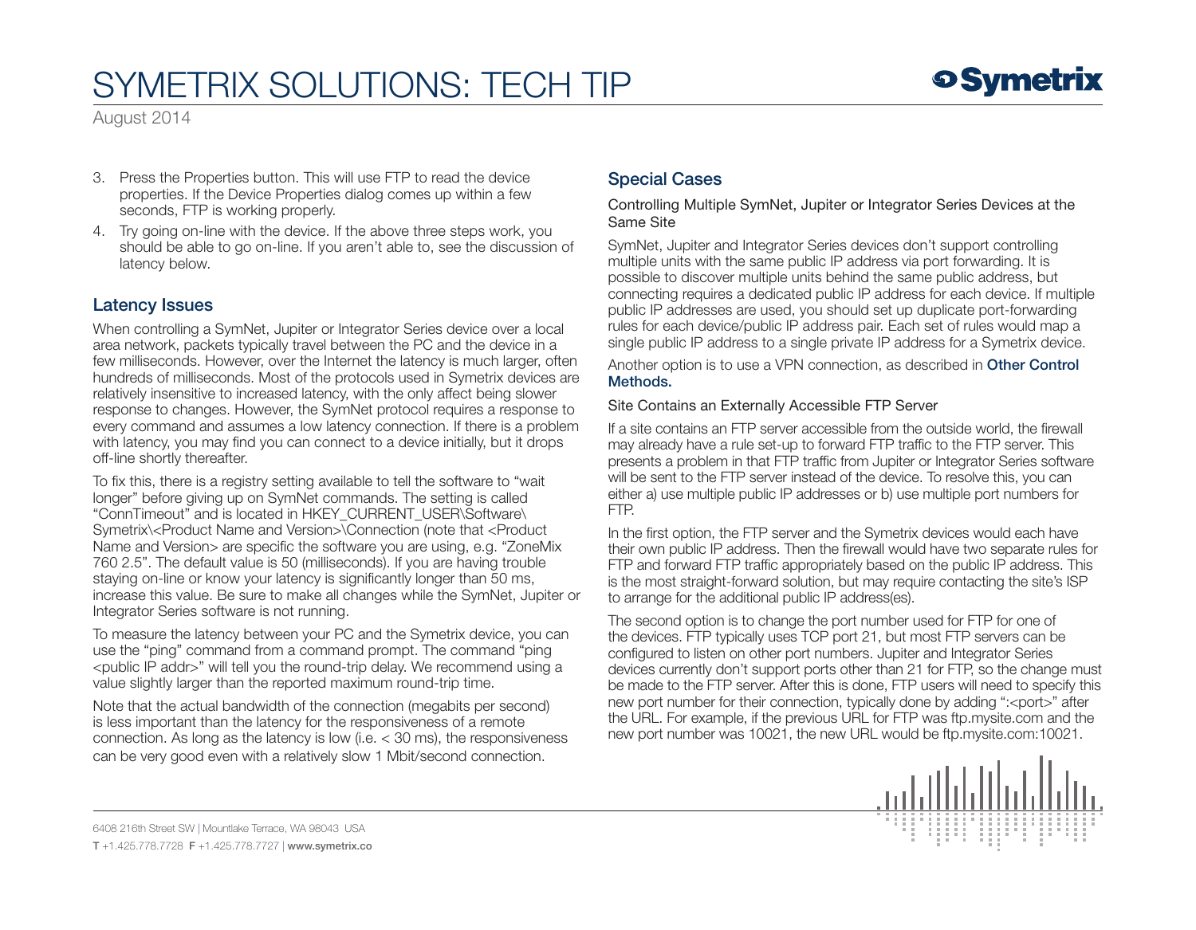3. Press the Properties button. This will use FTP to read the device properties. If the Device Properties dialog comes up within a few seconds, FTP is working properly.
4. Try going on-line with the device. If the above three steps work, you should be able to go on-line. If you aren't able to, see the discussion of latency below.

## Latency Issues

When controlling a SymNet, Jupiter or Integrator Series device over a local area network, packets typically travel between the PC and the device in a few milliseconds. However, over the Internet the latency is much larger, often hundreds of milliseconds. Most of the protocols used in Symetrix devices are relatively insensitive to increased latency, with the only affect being slower response to changes. However, the SymNet protocol requires a response to every command and assumes a low latency connection. If there is a problem with latency, you may find you can connect to a device initially, but it drops off-line shortly thereafter.

To fix this, there is a registry setting available to tell the software to "wait longer" before giving up on SymNet commands. The setting is called "ConnTimeout" and is located in HKEY_CURRENT_USER\Software\Symetrix\<Product Name and Version>\Connection (note that <Product Name and Version> are specific the software you are using, e.g. "ZoneMix 760 2.5". The default value is 50 (milliseconds). If you are having trouble staying on-line or know your latency is significantly longer than 50 ms, increase this value. Be sure to make all changes while the SymNet, Jupiter or Integrator Series software is not running.

To measure the latency between your PC and the Symetrix device, you can use the "ping" command from a command prompt. The command "ping <public IP addr>" will tell you the round-trip delay. We recommend using a value slightly larger than the reported maximum round-trip time.

Note that the actual bandwidth of the connection (megabits per second) is less important than the latency for the responsiveness of a remote connection. As long as the latency is low (i.e. < 30 ms), the responsiveness can be very good even with a relatively slow 1 Mbit/second connection.

## Special Cases

### Controlling Multiple SymNet, Jupiter or Integrator Series Devices at the Same Site

SymNet, Jupiter and Integrator Series devices don't support controlling multiple units with the same public IP address via port forwarding. It is possible to discover multiple units behind the same public address, but connecting requires a dedicated public IP address for each device. If multiple public IP addresses are used, you should set up duplicate port-forwarding rules for each device/public IP address pair. Each set of rules would map a single public IP address to a single private IP address for a Symetrix device.

Another option is to use a VPN connection, as described in **Other Control Methods.**

### Site Contains an Externally Accessible FTP Server

If a site contains an FTP server accessible from the outside world, the firewall may already have a rule set-up to forward FTP traffic to the FTP server. This presents a problem in that FTP traffic from Jupiter or Integrator Series software will be sent to the FTP server instead of the device. To resolve this, you can either a) use multiple public IP addresses or b) use multiple port numbers for FTP.

In the first option, the FTP server and the Symetrix devices would each have their own public IP address. Then the firewall would have two separate rules for FTP and forward FTP traffic appropriately based on the public IP address. This is the most straight-forward solution, but may require contacting the site's ISP to arrange for the additional public IP address(es).

The second option is to change the port number used for FTP for one of the devices. FTP typically uses TCP port 21, but most FTP servers can be configured to listen on other port numbers. Jupiter and Integrator Series devices currently don't support ports other than 21 for FTP, so the change must be made to the FTP server. After this is done, FTP users will need to specify this new port number for their connection, typically done by adding ":<port>" after the URL. For example, if the previous URL for FTP was ftp.mysite.com and the new port number was 10021, the new URL would be ftp.mysite.com:10021.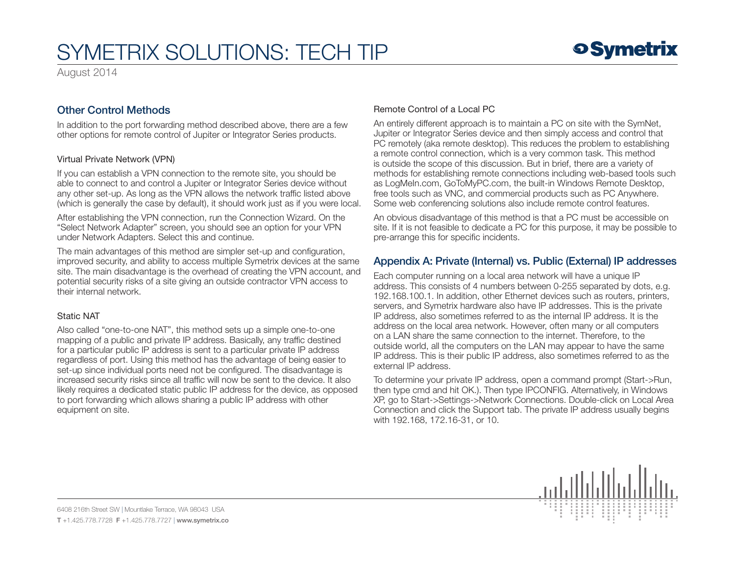## Other Control Methods

In addition to the port forwarding method described above, there are a few other options for remote control of Jupiter or Integrator Series products.

### Virtual Private Network (VPN)

If you can establish a VPN connection to the remote site, you should be able to connect to and control a Jupiter or Integrator Series device without any other set-up. As long as the VPN allows the network traffic listed above (which is generally the case by default), it should work just as if you were local.

After establishing the VPN connection, run the Connection Wizard. On the "Select Network Adapter" screen, you should see an option for your VPN under Network Adapters. Select this and continue.

The main advantages of this method are simpler set-up and configuration, improved security, and ability to access multiple Symetrix devices at the same site. The main disadvantage is the overhead of creating the VPN account, and potential security risks of a site giving an outside contractor VPN access to their internal network.

### Static NAT

Also called "one-to-one NAT", this method sets up a simple one-to-one mapping of a public and private IP address. Basically, any traffic destined for a particular public IP address is sent to a particular private IP address regardless of port. Using this method has the advantage of being easier to set-up since individual ports need not be configured. The disadvantage is increased security risks since all traffic will now be sent to the device. It also likely requires a dedicated static public IP address for the device, as opposed to port forwarding which allows sharing a public IP address with other equipment on site.

### Remote Control of a Local PC

An entirely different approach is to maintain a PC on site with the SymNet, Jupiter or Integrator Series device and then simply access and control that PC remotely (aka remote desktop). This reduces the problem to establishing a remote control connection, which is a very common task. This method is outside the scope of this discussion. But in brief, there are a variety of methods for establishing remote connections including web-based tools such as LogMeIn.com, GoToMyPC.com, the built-in Windows Remote Desktop, free tools such as VNC, and commercial products such as PC Anywhere. Some web conferencing solutions also include remote control features.

An obvious disadvantage of this method is that a PC must be accessible on site. If it is not feasible to dedicate a PC for this purpose, it may be possible to pre-arrange this for specific incidents.

## Appendix A: Private (Internal) vs. Public (External) IP addresses

Each computer running on a local area network will have a unique IP address. This consists of 4 numbers between 0-255 separated by dots, e.g. 192.168.100.1. In addition, other Ethernet devices such as routers, printers, servers, and Symetrix hardware also have IP addresses. This is the private IP address, also sometimes referred to as the internal IP address. It is the address on the local area network. However, often many or all computers on a LAN share the same connection to the internet. Therefore, to the outside world, all the computers on the LAN may appear to have the same IP address. This is their public IP address, also sometimes referred to as the external IP address.

To determine your private IP address, open a command prompt (Start->Run, then type cmd and hit OK.). Then type IPCONFIG. Alternatively, in Windows XP, go to Start->Settings->Network Connections. Double-click on Local Area Connection and click the Support tab. The private IP address usually begins with 192.168, 172.16-31, or 10.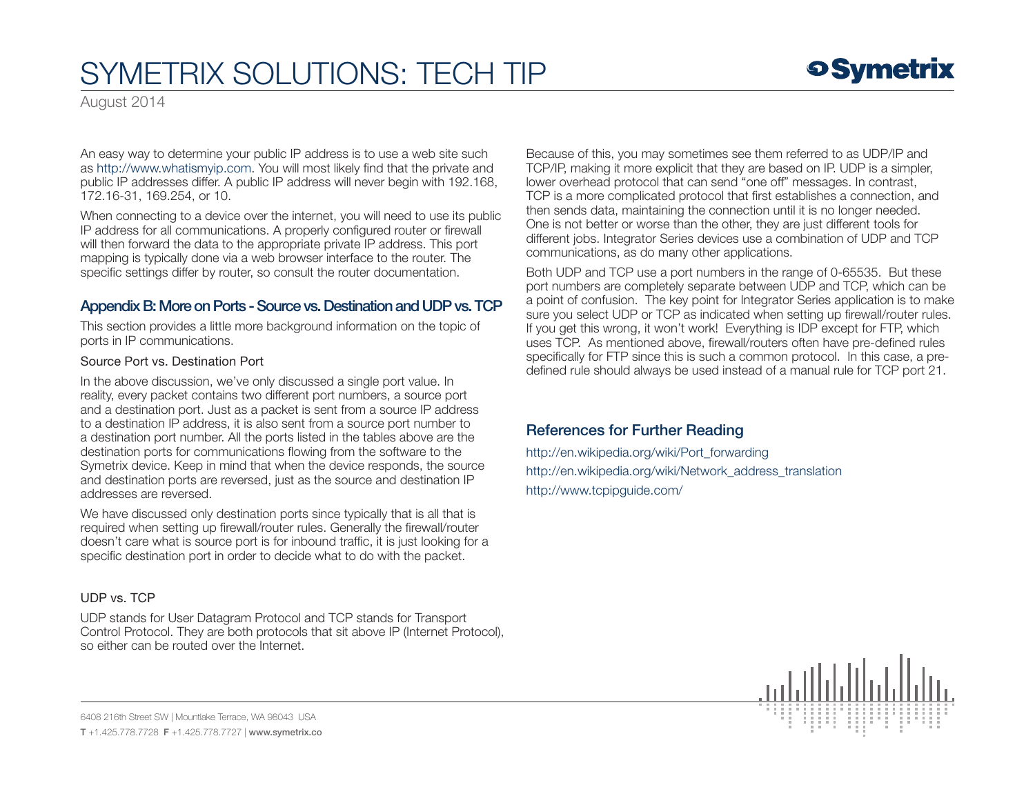An easy way to determine your public IP address is to use a web site such as http://www.whatismyip.com. You will most likely find that the private and public IP addresses differ. A public IP address will never begin with 192.168, 172.16-31, 169.254, or 10.

When connecting to a device over the internet, you will need to use its public IP address for all communications. A properly configured router or firewall will then forward the data to the appropriate private IP address. This port mapping is typically done via a web browser interface to the router. The specific settings differ by router, so consult the router documentation.

## Appendix B: More on Ports - Source vs. Destination and UDP vs. TCP

This section provides a little more background information on the topic of ports in IP communications.

### Source Port vs. Destination Port

In the above discussion, we've only discussed a single port value. In reality, every packet contains two different port numbers, a source port and a destination port. Just as a packet is sent from a source IP address to a destination IP address, it is also sent from a source port number to a destination port number. All the ports listed in the tables above are the destination ports for communications flowing from the software to the Symetrix device. Keep in mind that when the device responds, the source and destination ports are reversed, just as the source and destination IP addresses are reversed.

We have discussed only destination ports since typically that is all that is required when setting up firewall/router rules. Generally the firewall/router doesn't care what is source port is for inbound traffic, it is just looking for a specific destination port in order to decide what to do with the packet.

### UDP vs. TCP

UDP stands for User Datagram Protocol and TCP stands for Transport Control Protocol. They are both protocols that sit above IP (Internet Protocol), so either can be routed over the Internet. Because of this, you may sometimes see them referred to as UDP/IP and TCP/IP, making it more explicit that they are based on IP. UDP is a simpler, lower overhead protocol that can send "one off" messages. In contrast, TCP is a more complicated protocol that first establishes a connection, and then sends data, maintaining the connection until it is no longer needed. One is not better or worse than the other, they are just different tools for different jobs. Integrator Series devices use a combination of UDP and TCP communications, as do many other applications.

Both UDP and TCP use a port numbers in the range of 0-65535. But these port numbers are completely separate between UDP and TCP, which can be a point of confusion. The key point for Integrator Series application is to make sure you select UDP or TCP as indicated when setting up firewall/router rules. If you get this wrong, it won't work! Everything is IDP except for FTP, which uses TCP. As mentioned above, firewall/routers often have pre-defined rules specifically for FTP since this is such a common protocol. In this case, a pre-defined rule should always be used instead of a manual rule for TCP port 21.

## References for Further Reading

http://en.wikipedia.org/wiki/Port_forwarding

http://en.wikipedia.org/wiki/Network_address_translation

http://www.tcpipguide.com/